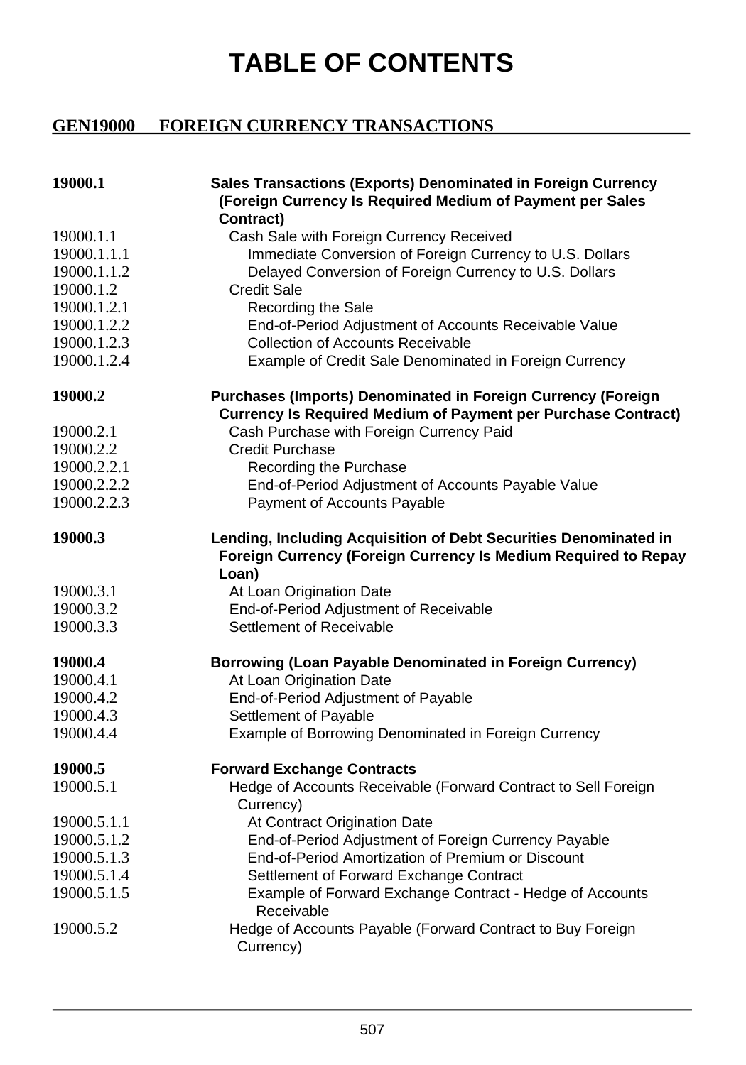# TABLE OF CONTENTS

## GEN19000 FOREIGN CURRENCY TRANSACTIONS

| | |
|---|---|
| **19000.1** | **Sales Transactions (Exports) Denominated in Foreign Currency (Foreign Currency Is Required Medium of Payment per Sales Contract)** |
| 19000.1.1 | Cash Sale with Foreign Currency Received |
| 19000.1.1.1 | Immediate Conversion of Foreign Currency to U.S. Dollars |
| 19000.1.1.2 | Delayed Conversion of Foreign Currency to U.S. Dollars |
| 19000.1.2 | Credit Sale |
| 19000.1.2.1 | Recording the Sale |
| 19000.1.2.2 | End-of-Period Adjustment of Accounts Receivable Value |
| 19000.1.2.3 | Collection of Accounts Receivable |
| 19000.1.2.4 | Example of Credit Sale Denominated in Foreign Currency |
| **19000.2** | **Purchases (Imports) Denominated in Foreign Currency (Foreign Currency Is Required Medium of Payment per Purchase Contract)** |
| 19000.2.1 | Cash Purchase with Foreign Currency Paid |
| 19000.2.2 | Credit Purchase |
| 19000.2.2.1 | Recording the Purchase |
| 19000.2.2.2 | End-of-Period Adjustment of Accounts Payable Value |
| 19000.2.2.3 | Payment of Accounts Payable |
| **19000.3** | **Lending, Including Acquisition of Debt Securities Denominated in Foreign Currency (Foreign Currency Is Medium Required to Repay Loan)** |
| 19000.3.1 | At Loan Origination Date |
| 19000.3.2 | End-of-Period Adjustment of Receivable |
| 19000.3.3 | Settlement of Receivable |
| **19000.4** | **Borrowing (Loan Payable Denominated in Foreign Currency)** |
| 19000.4.1 | At Loan Origination Date |
| 19000.4.2 | End-of-Period Adjustment of Payable |
| 19000.4.3 | Settlement of Payable |
| 19000.4.4 | Example of Borrowing Denominated in Foreign Currency |
| **19000.5** | **Forward Exchange Contracts** |
| 19000.5.1 | Hedge of Accounts Receivable (Forward Contract to Sell Foreign Currency) |
| 19000.5.1.1 | At Contract Origination Date |
| 19000.5.1.2 | End-of-Period Adjustment of Foreign Currency Payable |
| 19000.5.1.3 | End-of-Period Amortization of Premium or Discount |
| 19000.5.1.4 | Settlement of Forward Exchange Contract |
| 19000.5.1.5 | Example of Forward Exchange Contract - Hedge of Accounts Receivable |
| 19000.5.2 | Hedge of Accounts Payable (Forward Contract to Buy Foreign Currency) |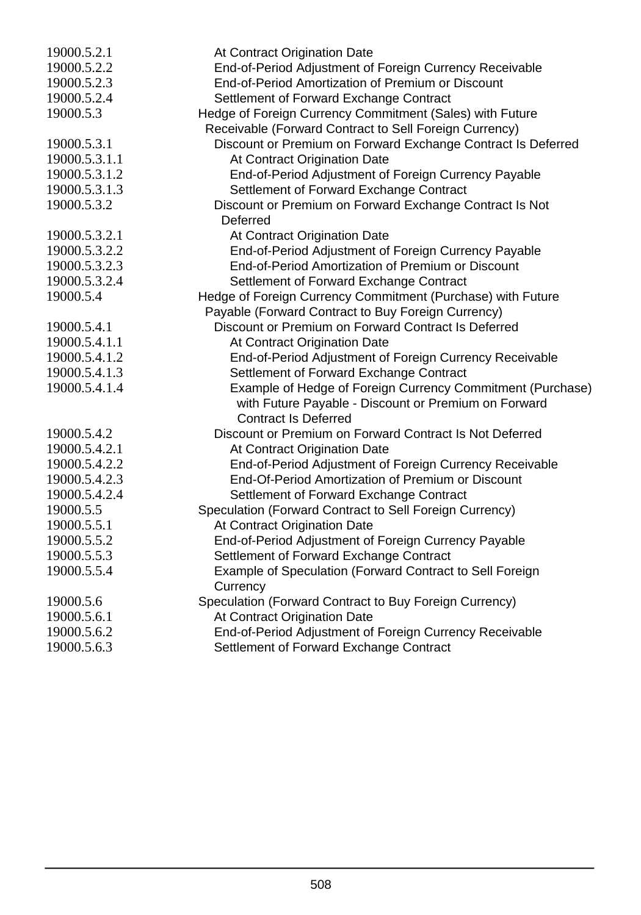| | |
|---|---|
| 19000.5.2.1 | At Contract Origination Date |
| 19000.5.2.2 | End-of-Period Adjustment of Foreign Currency Receivable |
| 19000.5.2.3 | End-of-Period Amortization of Premium or Discount |
| 19000.5.2.4 | Settlement of Forward Exchange Contract |
| 19000.5.3 | Hedge of Foreign Currency Commitment (Sales) with Future Receivable (Forward Contract to Sell Foreign Currency) |
| 19000.5.3.1 | Discount or Premium on Forward Exchange Contract Is Deferred |
| 19000.5.3.1.1 | At Contract Origination Date |
| 19000.5.3.1.2 | End-of-Period Adjustment of Foreign Currency Payable |
| 19000.5.3.1.3 | Settlement of Forward Exchange Contract |
| 19000.5.3.2 | Discount or Premium on Forward Exchange Contract Is Not Deferred |
| 19000.5.3.2.1 | At Contract Origination Date |
| 19000.5.3.2.2 | End-of-Period Adjustment of Foreign Currency Payable |
| 19000.5.3.2.3 | End-of-Period Amortization of Premium or Discount |
| 19000.5.3.2.4 | Settlement of Forward Exchange Contract |
| 19000.5.4 | Hedge of Foreign Currency Commitment (Purchase) with Future Payable (Forward Contract to Buy Foreign Currency) |
| 19000.5.4.1 | Discount or Premium on Forward Contract Is Deferred |
| 19000.5.4.1.1 | At Contract Origination Date |
| 19000.5.4.1.2 | End-of-Period Adjustment of Foreign Currency Receivable |
| 19000.5.4.1.3 | Settlement of Forward Exchange Contract |
| 19000.5.4.1.4 | Example of Hedge of Foreign Currency Commitment (Purchase) with Future Payable - Discount or Premium on Forward Contract Is Deferred |
| 19000.5.4.2 | Discount or Premium on Forward Contract Is Not Deferred |
| 19000.5.4.2.1 | At Contract Origination Date |
| 19000.5.4.2.2 | End-of-Period Adjustment of Foreign Currency Receivable |
| 19000.5.4.2.3 | End-Of-Period Amortization of Premium or Discount |
| 19000.5.4.2.4 | Settlement of Forward Exchange Contract |
| 19000.5.5 | Speculation (Forward Contract to Sell Foreign Currency) |
| 19000.5.5.1 | At Contract Origination Date |
| 19000.5.5.2 | End-of-Period Adjustment of Foreign Currency Payable |
| 19000.5.5.3 | Settlement of Forward Exchange Contract |
| 19000.5.5.4 | Example of Speculation (Forward Contract to Sell Foreign Currency |
| 19000.5.6 | Speculation (Forward Contract to Buy Foreign Currency) |
| 19000.5.6.1 | At Contract Origination Date |
| 19000.5.6.2 | End-of-Period Adjustment of Foreign Currency Receivable |
| 19000.5.6.3 | Settlement of Forward Exchange Contract |